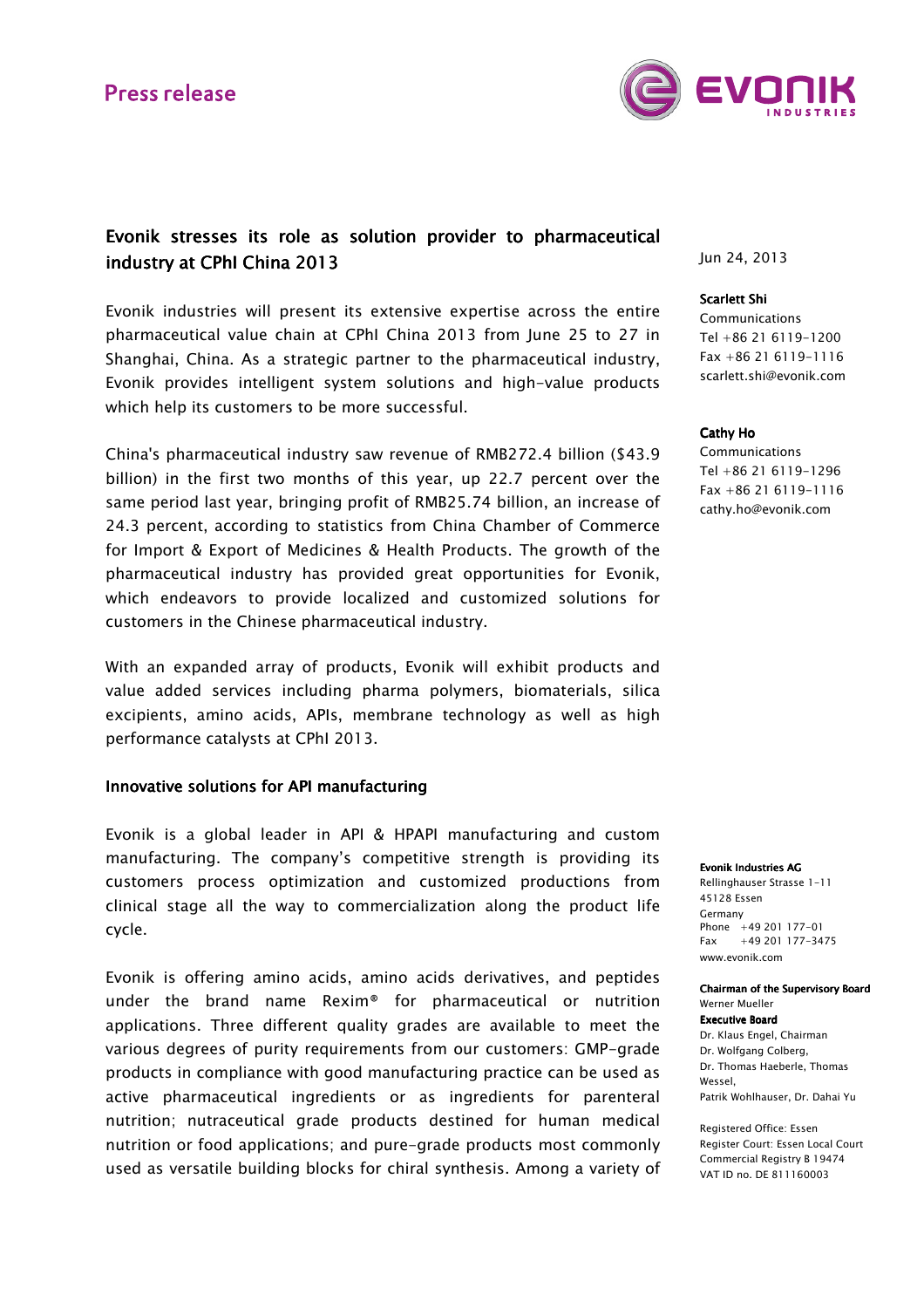Press release

# Evonik stresses its role as solution provider to pharmaceutical industry at CPhI China 2013

Jun 24, 2013

**Scarlett Shi**
Communications
Tel +86 21 6119-1200
Fax +86 21 6119-1116
scarlett.shi@evonik.com

**Cathy Ho**
Communications
Tel +86 21 6119-1296
Fax +86 21 6119-1116
cathy.ho@evonik.com

Evonik industries will present its extensive expertise across the entire pharmaceutical value chain at CPhI China 2013 from June 25 to 27 in Shanghai, China. As a strategic partner to the pharmaceutical industry, Evonik provides intelligent system solutions and high-value products which help its customers to be more successful.

China's pharmaceutical industry saw revenue of RMB272.4 billion ($43.9 billion) in the first two months of this year, up 22.7 percent over the same period last year, bringing profit of RMB25.74 billion, an increase of 24.3 percent, according to statistics from China Chamber of Commerce for Import & Export of Medicines & Health Products. The growth of the pharmaceutical industry has provided great opportunities for Evonik, which endeavors to provide localized and customized solutions for customers in the Chinese pharmaceutical industry.

With an expanded array of products, Evonik will exhibit products and value added services including pharma polymers, biomaterials, silica excipients, amino acids, APIs, membrane technology as well as high performance catalysts at CPhI 2013.

## Innovative solutions for API manufacturing

Evonik is a global leader in API & HPAPI manufacturing and custom manufacturing. The company's competitive strength is providing its customers process optimization and customized productions from clinical stage all the way to commercialization along the product life cycle.

Evonik is offering amino acids, amino acids derivatives, and peptides under the brand name Rexim® for pharmaceutical or nutrition applications. Three different quality grades are available to meet the various degrees of purity requirements from our customers: GMP-grade products in compliance with good manufacturing practice can be used as active pharmaceutical ingredients or as ingredients for parenteral nutrition; nutraceutical grade products destined for human medical nutrition or food applications; and pure-grade products most commonly used as versatile building blocks for chiral synthesis. Among a variety of

**Evonik Industries AG**
Rellinghauser Strasse 1-11
45128 Essen
Germany
Phone +49 201 177-01
Fax +49 201 177-3475
www.evonik.com

**Chairman of the Supervisory Board**
Werner Mueller
**Executive Board**
Dr. Klaus Engel, Chairman
Dr. Wolfgang Colberg,
Dr. Thomas Haeberle, Thomas Wessel,
Patrik Wohlhauser, Dr. Dahai Yu

Registered Office: Essen
Register Court: Essen Local Court
Commercial Registry B 19474
VAT ID no. DE 811160003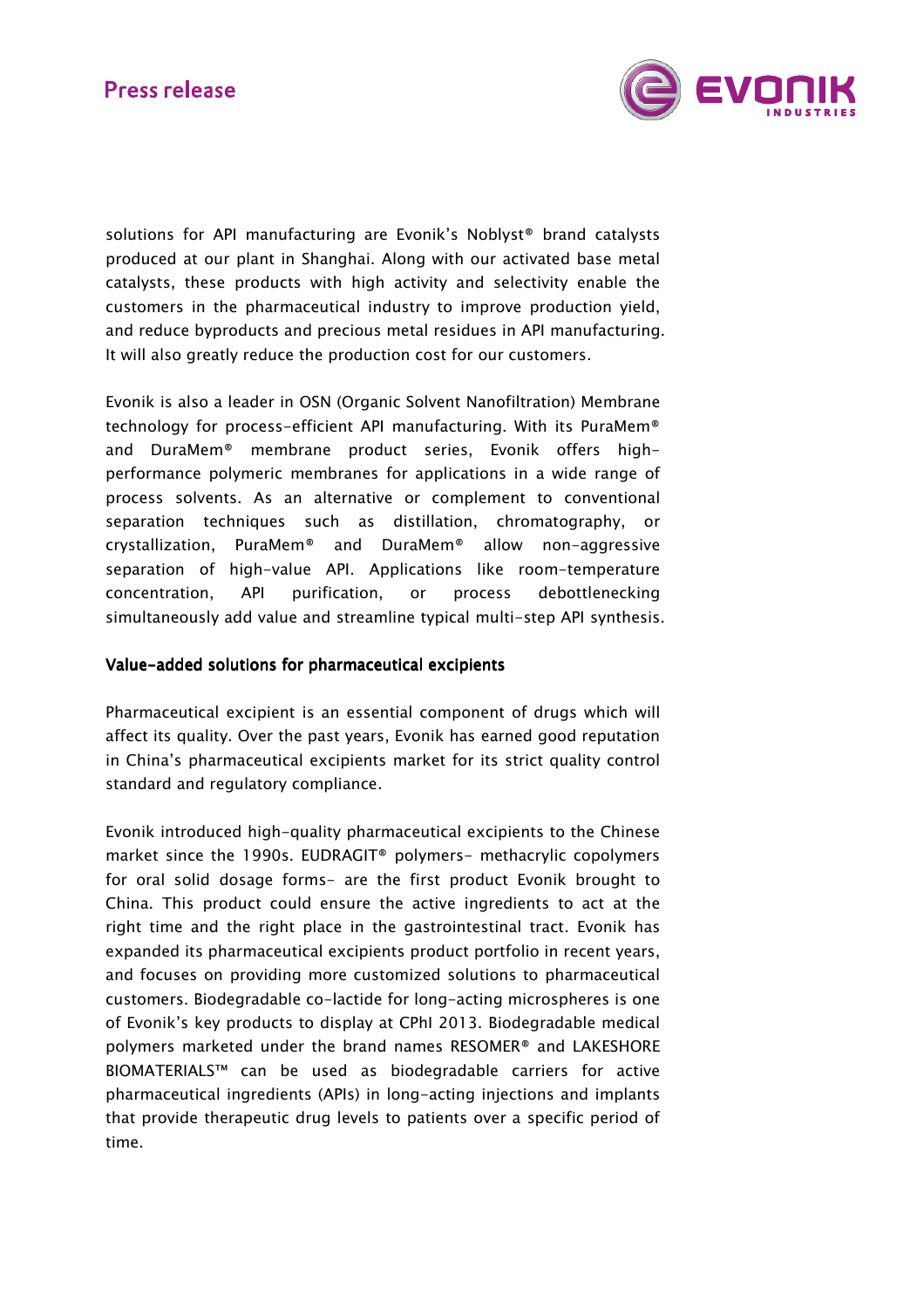solutions for API manufacturing are Evonik's Noblyst® brand catalysts produced at our plant in Shanghai. Along with our activated base metal catalysts, these products with high activity and selectivity enable the customers in the pharmaceutical industry to improve production yield, and reduce byproducts and precious metal residues in API manufacturing. It will also greatly reduce the production cost for our customers.

Evonik is also a leader in OSN (Organic Solvent Nanofiltration) Membrane technology for process-efficient API manufacturing. With its PuraMem® and DuraMem® membrane product series, Evonik offers high-performance polymeric membranes for applications in a wide range of process solvents. As an alternative or complement to conventional separation techniques such as distillation, chromatography, or crystallization, PuraMem® and DuraMem® allow non-aggressive separation of high-value API. Applications like room-temperature concentration, API purification, or process debottlenecking simultaneously add value and streamline typical multi-step API synthesis.

**Value-added solutions for pharmaceutical excipients**

Pharmaceutical excipient is an essential component of drugs which will affect its quality. Over the past years, Evonik has earned good reputation in China's pharmaceutical excipients market for its strict quality control standard and regulatory compliance.

Evonik introduced high-quality pharmaceutical excipients to the Chinese market since the 1990s. EUDRAGIT® polymers- methacrylic copolymers for oral solid dosage forms- are the first product Evonik brought to China. This product could ensure the active ingredients to act at the right time and the right place in the gastrointestinal tract. Evonik has expanded its pharmaceutical excipients product portfolio in recent years, and focuses on providing more customized solutions to pharmaceutical customers. Biodegradable co-lactide for long-acting microspheres is one of Evonik's key products to display at CPhI 2013. Biodegradable medical polymers marketed under the brand names RESOMER® and LAKESHORE BIOMATERIALS™ can be used as biodegradable carriers for active pharmaceutical ingredients (APIs) in long-acting injections and implants that provide therapeutic drug levels to patients over a specific period of time.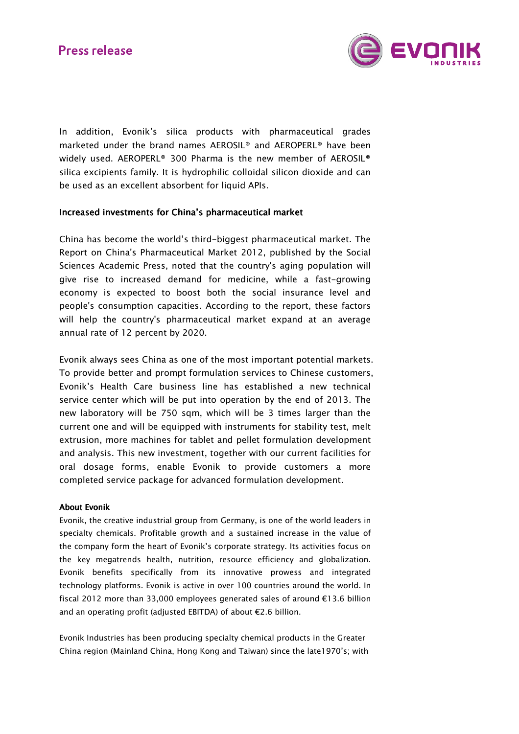In addition, Evonik's silica products with pharmaceutical grades marketed under the brand names AEROSIL® and AEROPERL® have been widely used. AEROPERL® 300 Pharma is the new member of AEROSIL® silica excipients family. It is hydrophilic colloidal silicon dioxide and can be used as an excellent absorbent for liquid APIs.

## Increased investments for China's pharmaceutical market

China has become the world's third-biggest pharmaceutical market. The Report on China's Pharmaceutical Market 2012, published by the Social Sciences Academic Press, noted that the country's aging population will give rise to increased demand for medicine, while a fast-growing economy is expected to boost both the social insurance level and people's consumption capacities. According to the report, these factors will help the country's pharmaceutical market expand at an average annual rate of 12 percent by 2020.

Evonik always sees China as one of the most important potential markets. To provide better and prompt formulation services to Chinese customers, Evonik's Health Care business line has established a new technical service center which will be put into operation by the end of 2013. The new laboratory will be 750 sqm, which will be 3 times larger than the current one and will be equipped with instruments for stability test, melt extrusion, more machines for tablet and pellet formulation development and analysis. This new investment, together with our current facilities for oral dosage forms, enable Evonik to provide customers a more completed service package for advanced formulation development.

**About Evonik**

Evonik, the creative industrial group from Germany, is one of the world leaders in specialty chemicals. Profitable growth and a sustained increase in the value of the company form the heart of Evonik's corporate strategy. Its activities focus on the key megatrends health, nutrition, resource efficiency and globalization. Evonik benefits specifically from its innovative prowess and integrated technology platforms. Evonik is active in over 100 countries around the world. In fiscal 2012 more than 33,000 employees generated sales of around €13.6 billion and an operating profit (adjusted EBITDA) of about €2.6 billion.

Evonik Industries has been producing specialty chemical products in the Greater China region (Mainland China, Hong Kong and Taiwan) since the late1970's; with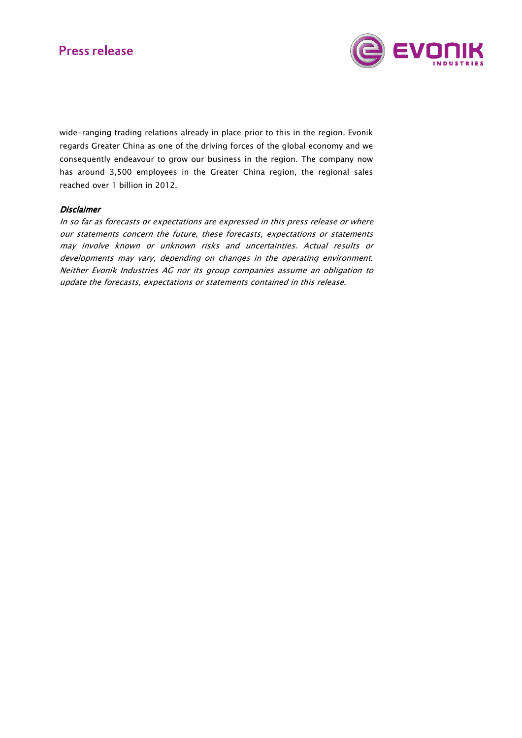wide-ranging trading relations already in place prior to this in the region. Evonik regards Greater China as one of the driving forces of the global economy and we consequently endeavour to grow our business in the region. The company now has around 3,500 employees in the Greater China region, the regional sales reached over 1 billion in 2012.

***Disclaimer***

*In so far as forecasts or expectations are expressed in this press release or where our statements concern the future, these forecasts, expectations or statements may involve known or unknown risks and uncertainties. Actual results or developments may vary, depending on changes in the operating environment. Neither Evonik Industries AG nor its group companies assume an obligation to update the forecasts, expectations or statements contained in this release.*